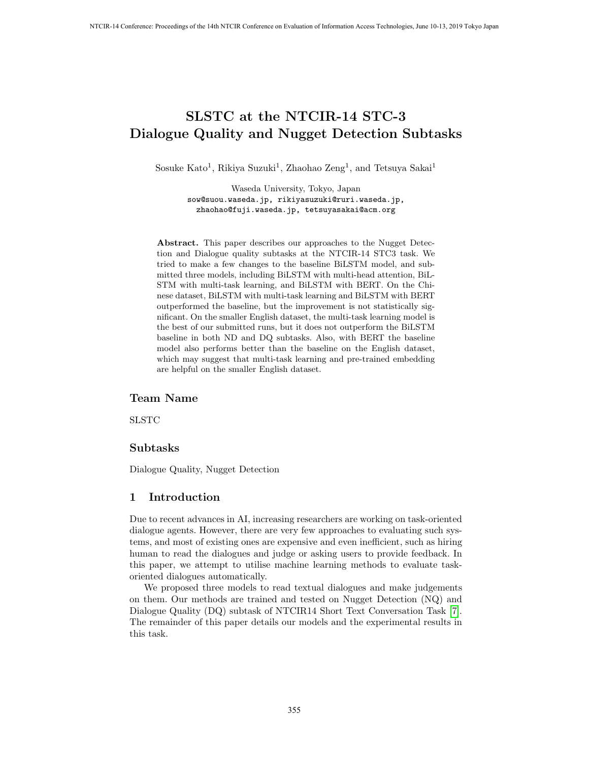# SLSTC at the NTCIR-14 STC-3 Dialogue Quality and Nugget Detection Subtasks

Sosuke Kato[1], Rikiya Suzuki[1], Zhaohao Zeng[1], and Tetsuya Sakai[1]

Waseda University, Tokyo, Japan
sow@suou.waseda.jp, rikiyasuzuki@ruri.waseda.jp,
zhaohao@fuji.waseda.jp, tetsuyasakai@acm.org

**Abstract.** This paper describes our approaches to the Nugget Detection and Dialogue quality subtasks at the NTCIR-14 STC3 task. We tried to make a few changes to the baseline BiLSTM model, and submitted three models, including BiLSTM with multi-head attention, BiLSTM with multi-task learning, and BiLSTM with BERT. On the Chinese dataset, BiLSTM with multi-task learning and BiLSTM with BERT outperformed the baseline, but the improvement is not statistically significant. On the smaller English dataset, the multi-task learning model is the best of our submitted runs, but it does not outperform the BiLSTM baseline in both ND and DQ subtasks. Also, with BERT the baseline model also performs better than the baseline on the English dataset, which may suggest that multi-task learning and pre-trained embedding are helpful on the smaller English dataset.

## Team Name

SLSTC

## Subtasks

Dialogue Quality, Nugget Detection

## 1 Introduction

Due to recent advances in AI, increasing researchers are working on task-oriented dialogue agents. However, there are very few approaches to evaluating such systems, and most of existing ones are expensive and even inefficient, such as hiring human to read the dialogues and judge or asking users to provide feedback. In this paper, we attempt to utilise machine learning methods to evaluate task-oriented dialogues automatically.

We proposed three models to read textual dialogues and make judgements on them. Our methods are trained and tested on Nugget Detection (NQ) and Dialogue Quality (DQ) subtask of NTCIR14 Short Text Conversation Task [7]. The remainder of this paper details our models and the experimental results in this task.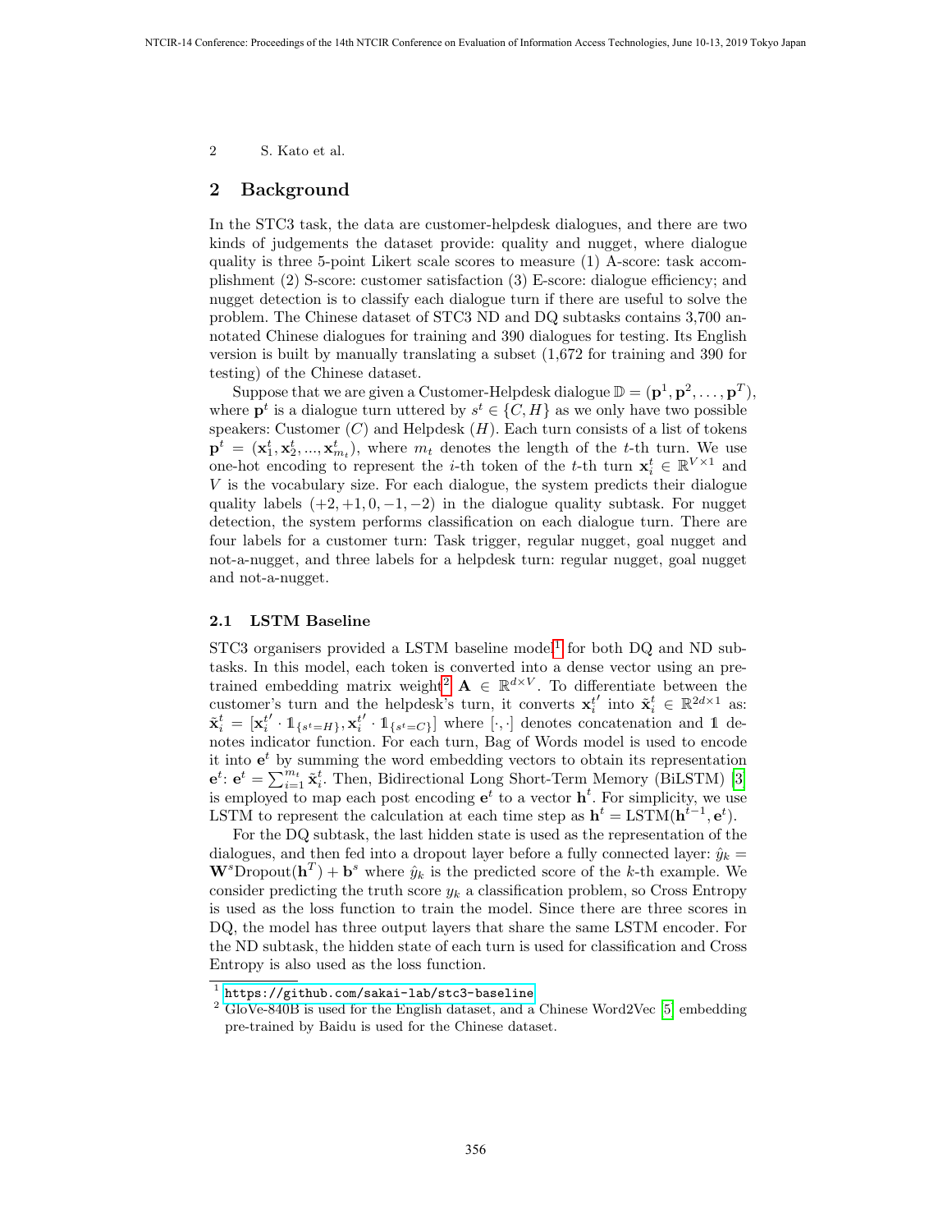## 2 Background

In the STC3 task, the data are customer-helpdesk dialogues, and there are two kinds of judgements the dataset provide: quality and nugget, where dialogue quality is three 5-point Likert scale scores to measure (1) A-score: task accomplishment (2) S-score: customer satisfaction (3) E-score: dialogue efficiency; and nugget detection is to classify each dialogue turn if there are useful to solve the problem. The Chinese dataset of STC3 ND and DQ subtasks contains 3,700 annotated Chinese dialogues for training and 390 dialogues for testing. Its English version is built by manually translating a subset (1,672 for training and 390 for testing) of the Chinese dataset.

Suppose that we are given a Customer-Helpdesk dialogue $\mathbb{D} = (\mathbf{p}^1, \mathbf{p}^2, \ldots, \mathbf{p}^T)$, where $\mathbf{p}^t$ is a dialogue turn uttered by $s^t \in \{C, H\}$ as we only have two possible speakers: Customer ($C$) and Helpdesk ($H$). Each turn consists of a list of tokens $\mathbf{p}^t = (\mathbf{x}_1^t, \mathbf{x}_2^t, ..., \mathbf{x}_{m_t}^t)$, where $m_t$ denotes the length of the $t$-th turn. We use one-hot encoding to represent the $i$-th token of the $t$-th turn $\mathbf{x}_i^t \in \mathbb{R}^{V \times 1}$ and $V$ is the vocabulary size. For each dialogue, the system predicts their dialogue quality labels $(+2, +1, 0, -1, -2)$ in the dialogue quality subtask. For nugget detection, the system performs classification on each dialogue turn. There are four labels for a customer turn: Task trigger, regular nugget, goal nugget and not-a-nugget, and three labels for a helpdesk turn: regular nugget, goal nugget and not-a-nugget.

### 2.1 LSTM Baseline

STC3 organisers provided a LSTM baseline model[1] for both DQ and ND subtasks. In this model, each token is converted into a dense vector using an pre-trained embedding matrix weight[2] $\mathbf{A} \in \mathbb{R}^{d \times V}$. To differentiate between the customer's turn and the helpdesk's turn, it converts $\mathbf{x}_i^{t'}$ into $\tilde{\mathbf{x}}_i^t \in \mathbb{R}^{2d \times 1}$ as: $\tilde{\mathbf{x}}_i^t = [\mathbf{x}_i^{t'} \cdot \mathbb{1}_{\{s^t=H\}}, \mathbf{x}_i^{t'} \cdot \mathbb{1}_{\{s^t=C\}}]$ where $[\cdot, \cdot]$ denotes concatenation and $\mathbb{1}$ denotes indicator function. For each turn, Bag of Words model is used to encode it into $\mathbf{e}^t$ by summing the word embedding vectors to obtain its representation $\mathbf{e}^t$: $\mathbf{e}^t = \sum_{i=1}^{m_t} \tilde{\mathbf{x}}_i^t$. Then, Bidirectional Long Short-Term Memory (BiLSTM) [3] is employed to map each post encoding $\mathbf{e}^t$ to a vector $\mathbf{h}^t$. For simplicity, we use LSTM to represent the calculation at each time step as $\mathbf{h}^t = \text{LSTM}(\mathbf{h}^{t-1}, \mathbf{e}^t)$.

For the DQ subtask, the last hidden state is used as the representation of the dialogues, and then fed into a dropout layer before a fully connected layer: $\hat{y}_k = \mathbf{W}^s \text{Dropout}(\mathbf{h}^T) + \mathbf{b}^s$ where $\hat{y}_k$ is the predicted score of the $k$-th example. We consider predicting the truth score $y_k$ a classification problem, so Cross Entropy is used as the loss function to train the model. Since there are three scores in DQ, the model has three output layers that share the same LSTM encoder. For the ND subtask, the hidden state of each turn is used for classification and Cross Entropy is also used as the loss function.

---

[1] https://github.com/sakai-lab/stc3-baseline

[2] GloVe-840B is used for the English dataset, and a Chinese Word2Vec [5] embedding pre-trained by Baidu is used for the Chinese dataset.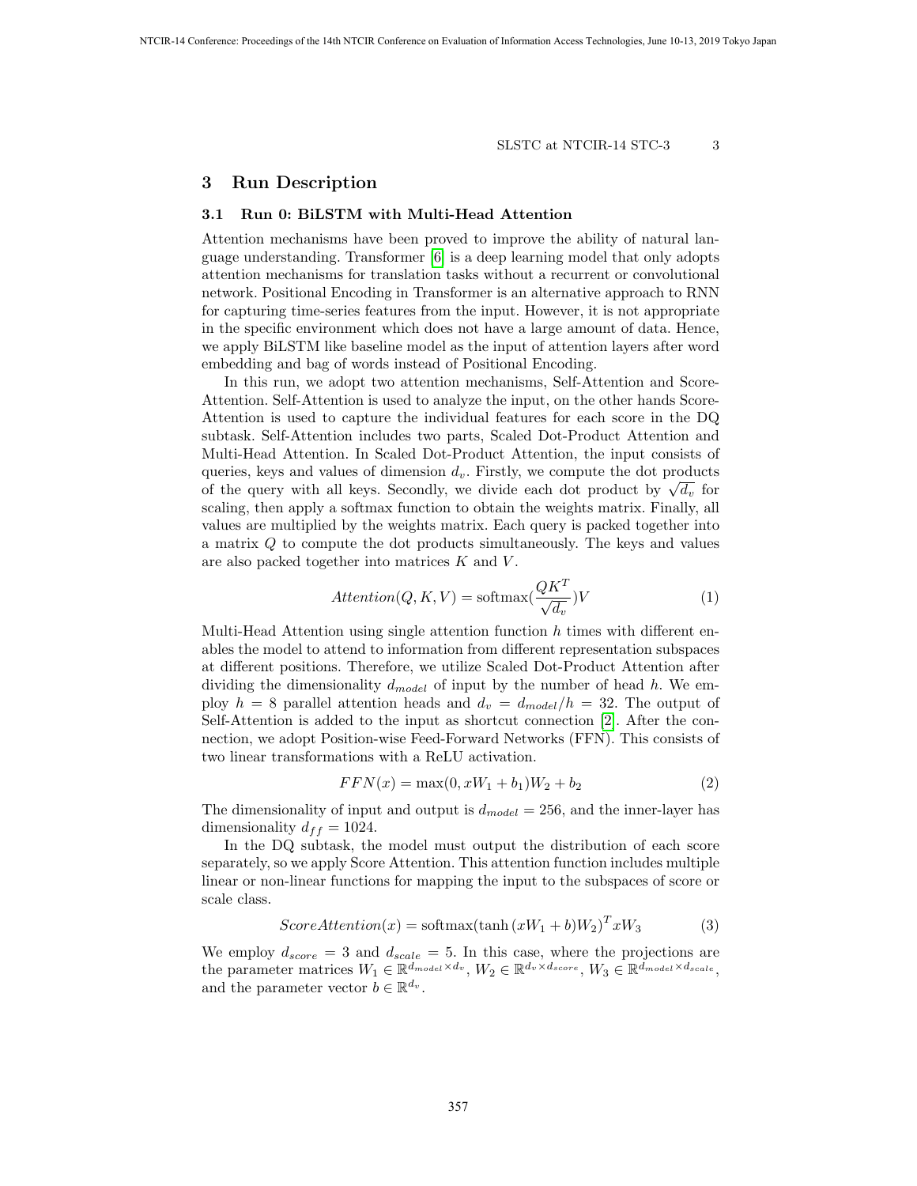## 3 Run Description

### 3.1 Run 0: BiLSTM with Multi-Head Attention

Attention mechanisms have been proved to improve the ability of natural language understanding. Transformer [6] is a deep learning model that only adopts attention mechanisms for translation tasks without a recurrent or convolutional network. Positional Encoding in Transformer is an alternative approach to RNN for capturing time-series features from the input. However, it is not appropriate in the specific environment which does not have a large amount of data. Hence, we apply BiLSTM like baseline model as the input of attention layers after word embedding and bag of words instead of Positional Encoding.

In this run, we adopt two attention mechanisms, Self-Attention and Score-Attention. Self-Attention is used to analyze the input, on the other hands Score-Attention is used to capture the individual features for each score in the DQ subtask. Self-Attention includes two parts, Scaled Dot-Product Attention and Multi-Head Attention. In Scaled Dot-Product Attention, the input consists of queries, keys and values of dimension $d_v$. Firstly, we compute the dot products of the query with all keys. Secondly, we divide each dot product by $\sqrt{d_v}$ for scaling, then apply a softmax function to obtain the weights matrix. Finally, all values are multiplied by the weights matrix. Each query is packed together into a matrix $Q$ to compute the dot products simultaneously. The keys and values are also packed together into matrices $K$ and $V$.

$$Attention(Q, K, V) = \text{softmax}(\frac{QK^T}{\sqrt{d_v}})V \tag{1}$$

Multi-Head Attention using single attention function $h$ times with different enables the model to attend to information from different representation subspaces at different positions. Therefore, we utilize Scaled Dot-Product Attention after dividing the dimensionality $d_{model}$ of input by the number of head $h$. We employ $h = 8$ parallel attention heads and $d_v = d_{model}/h = 32$. The output of Self-Attention is added to the input as shortcut connection [2]. After the connection, we adopt Position-wise Feed-Forward Networks (FFN). This consists of two linear transformations with a ReLU activation.

$$FFN(x) = \max(0, xW_1 + b_1)W_2 + b_2 \tag{2}$$

The dimensionality of input and output is $d_{model} = 256$, and the inner-layer has dimensionality $d_{ff} = 1024$.

In the DQ subtask, the model must output the distribution of each score separately, so we apply Score Attention. This attention function includes multiple linear or non-linear functions for mapping the input to the subspaces of score or scale class.

$$ScoreAttention(x) = \text{softmax}(\tanh(xW_1 + b)W_2)^T xW_3 \tag{3}$$

We employ $d_{score} = 3$ and $d_{scale} = 5$. In this case, where the projections are the parameter matrices $W_1 \in \mathbb{R}^{d_{model} \times d_v}$, $W_2 \in \mathbb{R}^{d_v \times d_{score}}$, $W_3 \in \mathbb{R}^{d_{model} \times d_{scale}}$, and the parameter vector $b \in \mathbb{R}^{d_v}$.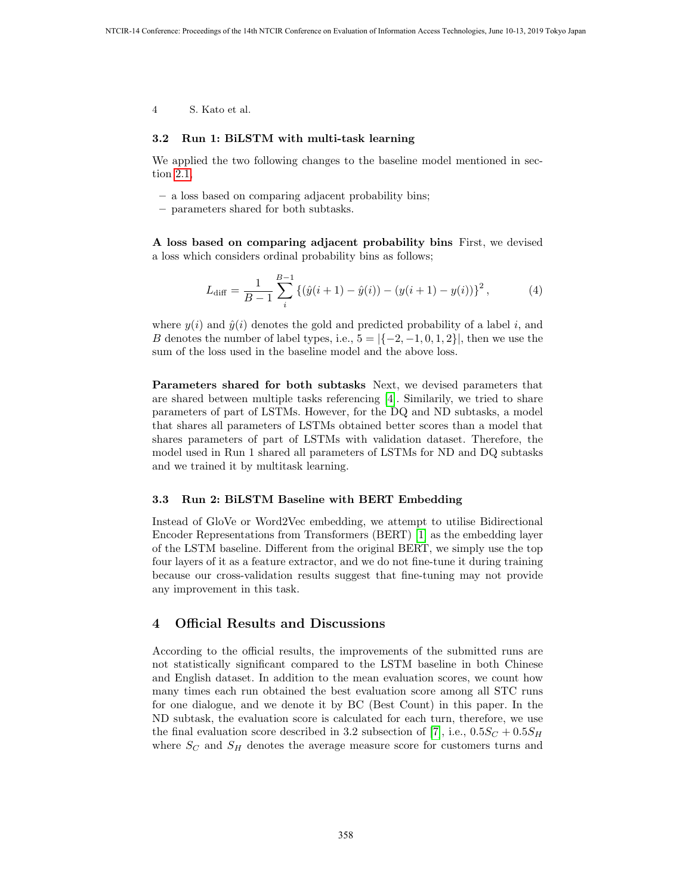### 3.2 Run 1: BiLSTM with multi-task learning

We applied the two following changes to the baseline model mentioned in section 2.1.

- a loss based on comparing adjacent probability bins;
- parameters shared for both subtasks.

**A loss based on comparing adjacent probability bins** First, we devised a loss which considers ordinal probability bins as follows;

$$L_{\text{diff}} = \frac{1}{B-1} \sum_{i}^{B-1} \left\{ (\hat{y}(i+1) - \hat{y}(i)) - (y(i+1) - y(i)) \right\}^2, \tag{4}$$

where $y(i)$ and $\hat{y}(i)$ denotes the gold and predicted probability of a label $i$, and $B$ denotes the number of label types, i.e., $5 = |\{-2, -1, 0, 1, 2\}|$, then we use the sum of the loss used in the baseline model and the above loss.

**Parameters shared for both subtasks** Next, we devised parameters that are shared between multiple tasks referencing [4]. Similarily, we tried to share parameters of part of LSTMs. However, for the DQ and ND subtasks, a model that shares all parameters of LSTMs obtained better scores than a model that shares parameters of part of LSTMs with validation dataset. Therefore, the model used in Run 1 shared all parameters of LSTMs for ND and DQ subtasks and we trained it by multitask learning.

### 3.3 Run 2: BiLSTM Baseline with BERT Embedding

Instead of GloVe or Word2Vec embedding, we attempt to utilise Bidirectional Encoder Representations from Transformers (BERT) [1] as the embedding layer of the LSTM baseline. Different from the original BERT, we simply use the top four layers of it as a feature extractor, and we do not fine-tune it during training because our cross-validation results suggest that fine-tuning may not provide any improvement in this task.

## 4 Official Results and Discussions

According to the official results, the improvements of the submitted runs are not statistically significant compared to the LSTM baseline in both Chinese and English dataset. In addition to the mean evaluation scores, we count how many times each run obtained the best evaluation score among all STC runs for one dialogue, and we denote it by BC (Best Count) in this paper. In the ND subtask, the evaluation score is calculated for each turn, therefore, we use the final evaluation score described in 3.2 subsection of [7], i.e., $0.5S_C + 0.5S_H$ where $S_C$ and $S_H$ denotes the average measure score for customers turns and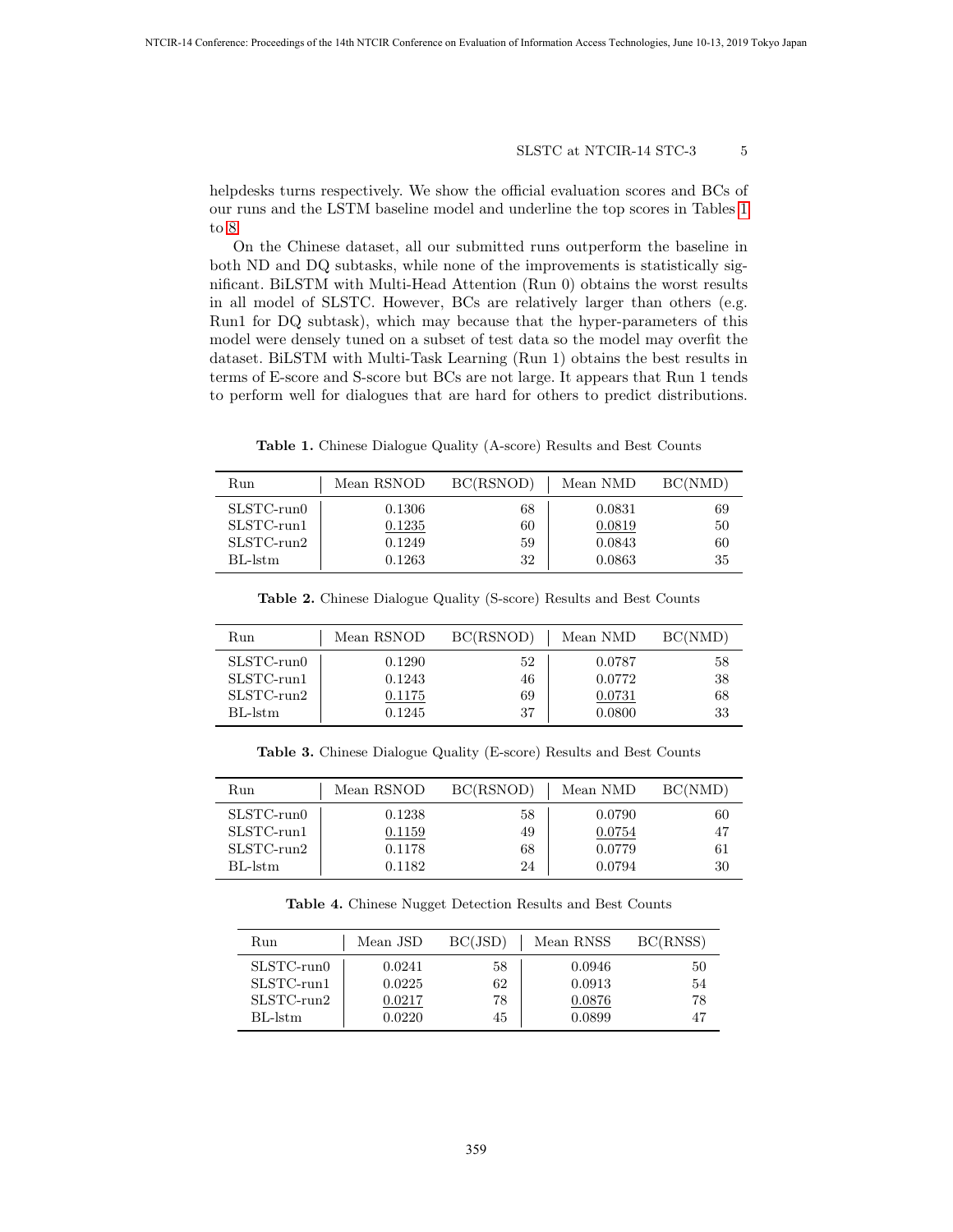helpdesks turns respectively. We show the official evaluation scores and BCs of our runs and the LSTM baseline model and underline the top scores in Tables 1 to 8.

On the Chinese dataset, all our submitted runs outperform the baseline in both ND and DQ subtasks, while none of the improvements is statistically significant. BiLSTM with Multi-Head Attention (Run 0) obtains the worst results in all model of SLSTC. However, BCs are relatively larger than others (e.g. Run1 for DQ subtask), which may because that the hyper-parameters of this model were densely tuned on a subset of test data so the model may overfit the dataset. BiLSTM with Multi-Task Learning (Run 1) obtains the best results in terms of E-score and S-score but BCs are not large. It appears that Run 1 tends to perform well for dialogues that are hard for others to predict distributions.

**Table 1.** Chinese Dialogue Quality (A-score) Results and Best Counts

| Run | Mean RSNOD | BC(RSNOD) | Mean NMD | BC(NMD) |
|---|---|---|---|---|
| SLSTC-run0 | 0.1306 | 68 | 0.0831 | 69 |
| SLSTC-run1 | <u>0.1235</u> | 60 | <u>0.0819</u> | 50 |
| SLSTC-run2 | 0.1249 | 59 | 0.0843 | 60 |
| BL-lstm | 0.1263 | 32 | 0.0863 | 35 |

**Table 2.** Chinese Dialogue Quality (S-score) Results and Best Counts

| Run | Mean RSNOD | BC(RSNOD) | Mean NMD | BC(NMD) |
|---|---|---|---|---|
| SLSTC-run0 | 0.1290 | 52 | 0.0787 | 58 |
| SLSTC-run1 | 0.1243 | 46 | 0.0772 | 38 |
| SLSTC-run2 | <u>0.1175</u> | 69 | <u>0.0731</u> | 68 |
| BL-lstm | 0.1245 | 37 | 0.0800 | 33 |

**Table 3.** Chinese Dialogue Quality (E-score) Results and Best Counts

| Run | Mean RSNOD | BC(RSNOD) | Mean NMD | BC(NMD) |
|---|---|---|---|---|
| SLSTC-run0 | 0.1238 | 58 | 0.0790 | 60 |
| SLSTC-run1 | <u>0.1159</u> | 49 | <u>0.0754</u> | 47 |
| SLSTC-run2 | 0.1178 | 68 | 0.0779 | 61 |
| BL-lstm | 0.1182 | 24 | 0.0794 | 30 |

**Table 4.** Chinese Nugget Detection Results and Best Counts

| Run | Mean JSD | BC(JSD) | Mean RNSS | BC(RNSS) |
|---|---|---|---|---|
| SLSTC-run0 | 0.0241 | 58 | 0.0946 | 50 |
| SLSTC-run1 | 0.0225 | 62 | 0.0913 | 54 |
| SLSTC-run2 | <u>0.0217</u> | 78 | <u>0.0876</u> | 78 |
| BL-lstm | 0.0220 | 45 | 0.0899 | 47 |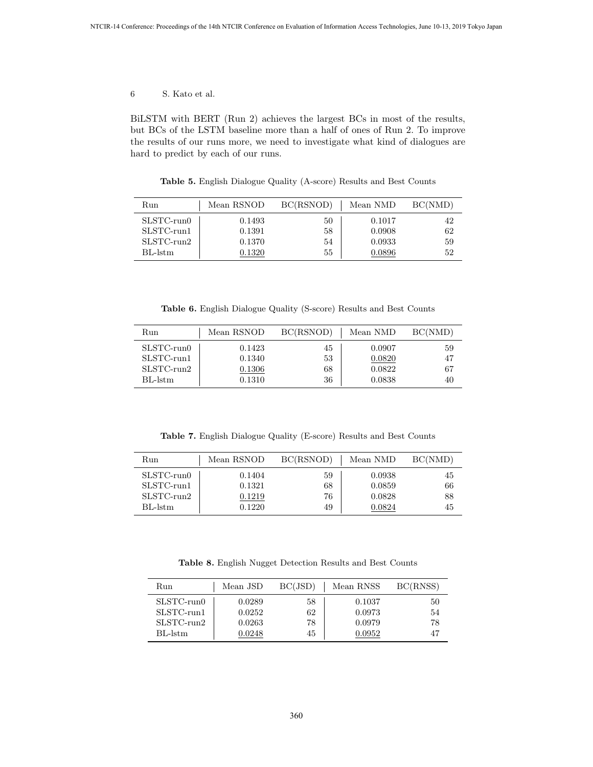BiLSTM with BERT (Run 2) achieves the largest BCs in most of the results, but BCs of the LSTM baseline more than a half of ones of Run 2. To improve the results of our runs more, we need to investigate what kind of dialogues are hard to predict by each of our runs.

**Table 5.** English Dialogue Quality (A-score) Results and Best Counts

| Run | Mean RSNOD | BC(RSNOD) | Mean NMD | BC(NMD) |
|---|---|---|---|---|
| SLSTC-run0 | 0.1493 | 50 | 0.1017 | 42 |
| SLSTC-run1 | 0.1391 | 58 | 0.0908 | 62 |
| SLSTC-run2 | 0.1370 | 54 | 0.0933 | 59 |
| BL-lstm | <u>0.1320</u> | 55 | <u>0.0896</u> | 52 |

**Table 6.** English Dialogue Quality (S-score) Results and Best Counts

| Run | Mean RSNOD | BC(RSNOD) | Mean NMD | BC(NMD) |
|---|---|---|---|---|
| SLSTC-run0 | 0.1423 | 45 | 0.0907 | 59 |
| SLSTC-run1 | 0.1340 | 53 | <u>0.0820</u> | 47 |
| SLSTC-run2 | <u>0.1306</u> | 68 | 0.0822 | 67 |
| BL-lstm | 0.1310 | 36 | 0.0838 | 40 |

**Table 7.** English Dialogue Quality (E-score) Results and Best Counts

| Run | Mean RSNOD | BC(RSNOD) | Mean NMD | BC(NMD) |
|---|---|---|---|---|
| SLSTC-run0 | 0.1404 | 59 | 0.0938 | 45 |
| SLSTC-run1 | 0.1321 | 68 | 0.0859 | 66 |
| SLSTC-run2 | <u>0.1219</u> | 76 | 0.0828 | 88 |
| BL-lstm | 0.1220 | 49 | <u>0.0824</u> | 45 |

**Table 8.** English Nugget Detection Results and Best Counts

| Run | Mean JSD | BC(JSD) | Mean RNSS | BC(RNSS) |
|---|---|---|---|---|
| SLSTC-run0 | 0.0289 | 58 | 0.1037 | 50 |
| SLSTC-run1 | 0.0252 | 62 | 0.0973 | 54 |
| SLSTC-run2 | 0.0263 | 78 | 0.0979 | 78 |
| BL-lstm | <u>0.0248</u> | 45 | <u>0.0952</u> | 47 |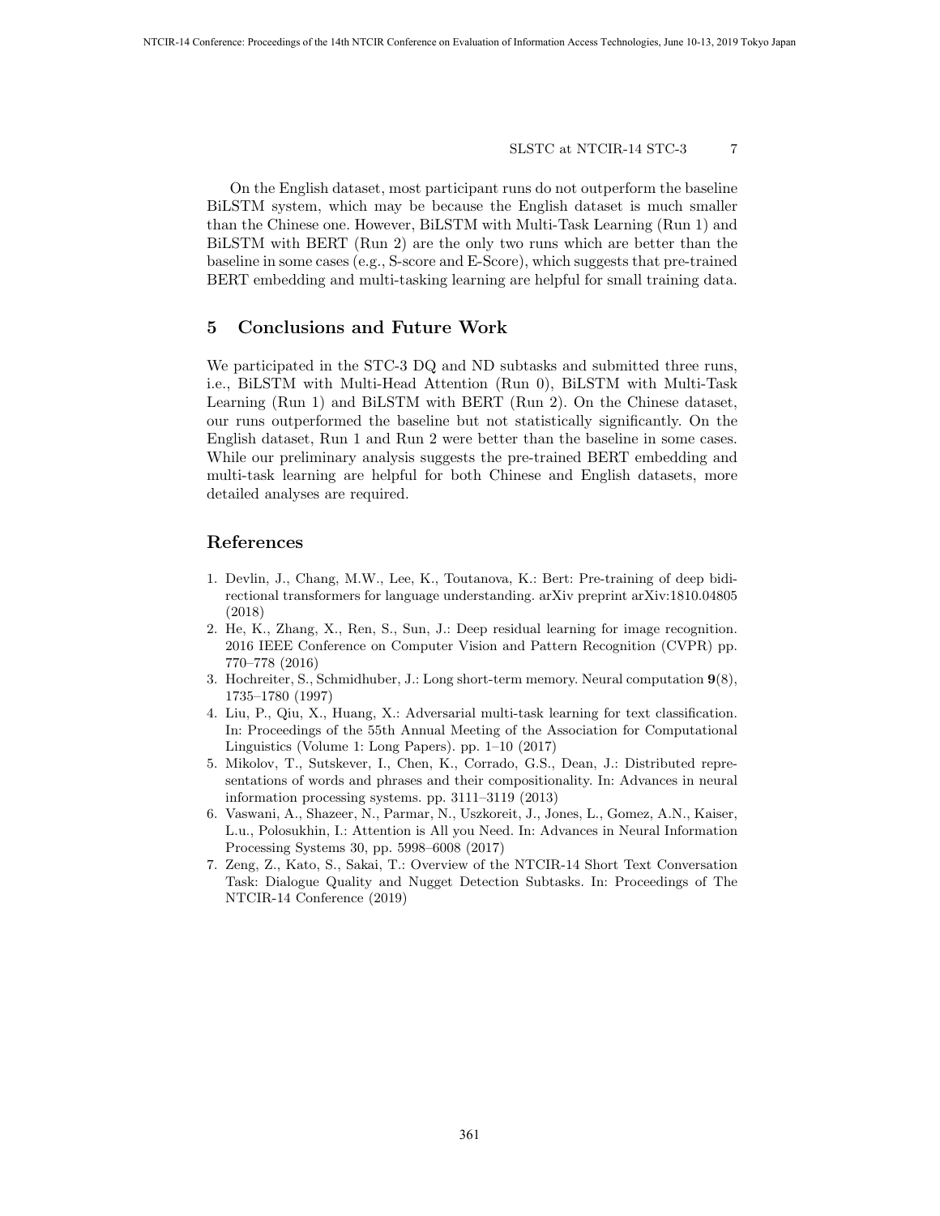On the English dataset, most participant runs do not outperform the baseline BiLSTM system, which may be because the English dataset is much smaller than the Chinese one. However, BiLSTM with Multi-Task Learning (Run 1) and BiLSTM with BERT (Run 2) are the only two runs which are better than the baseline in some cases (e.g., S-score and E-Score), which suggests that pre-trained BERT embedding and multi-tasking learning are helpful for small training data.

## 5 Conclusions and Future Work

We participated in the STC-3 DQ and ND subtasks and submitted three runs, i.e., BiLSTM with Multi-Head Attention (Run 0), BiLSTM with Multi-Task Learning (Run 1) and BiLSTM with BERT (Run 2). On the Chinese dataset, our runs outperformed the baseline but not statistically significantly. On the English dataset, Run 1 and Run 2 were better than the baseline in some cases. While our preliminary analysis suggests the pre-trained BERT embedding and multi-task learning are helpful for both Chinese and English datasets, more detailed analyses are required.

## References

1. Devlin, J., Chang, M.W., Lee, K., Toutanova, K.: Bert: Pre-training of deep bidirectional transformers for language understanding. arXiv preprint arXiv:1810.04805 (2018)
2. He, K., Zhang, X., Ren, S., Sun, J.: Deep residual learning for image recognition. 2016 IEEE Conference on Computer Vision and Pattern Recognition (CVPR) pp. 770–778 (2016)
3. Hochreiter, S., Schmidhuber, J.: Long short-term memory. Neural computation **9**(8), 1735–1780 (1997)
4. Liu, P., Qiu, X., Huang, X.: Adversarial multi-task learning for text classification. In: Proceedings of the 55th Annual Meeting of the Association for Computational Linguistics (Volume 1: Long Papers). pp. 1–10 (2017)
5. Mikolov, T., Sutskever, I., Chen, K., Corrado, G.S., Dean, J.: Distributed representations of words and phrases and their compositionality. In: Advances in neural information processing systems. pp. 3111–3119 (2013)
6. Vaswani, A., Shazeer, N., Parmar, N., Uszkoreit, J., Jones, L., Gomez, A.N., Kaiser, L.u., Polosukhin, I.: Attention is All you Need. In: Advances in Neural Information Processing Systems 30, pp. 5998–6008 (2017)
7. Zeng, Z., Kato, S., Sakai, T.: Overview of the NTCIR-14 Short Text Conversation Task: Dialogue Quality and Nugget Detection Subtasks. In: Proceedings of The NTCIR-14 Conference (2019)